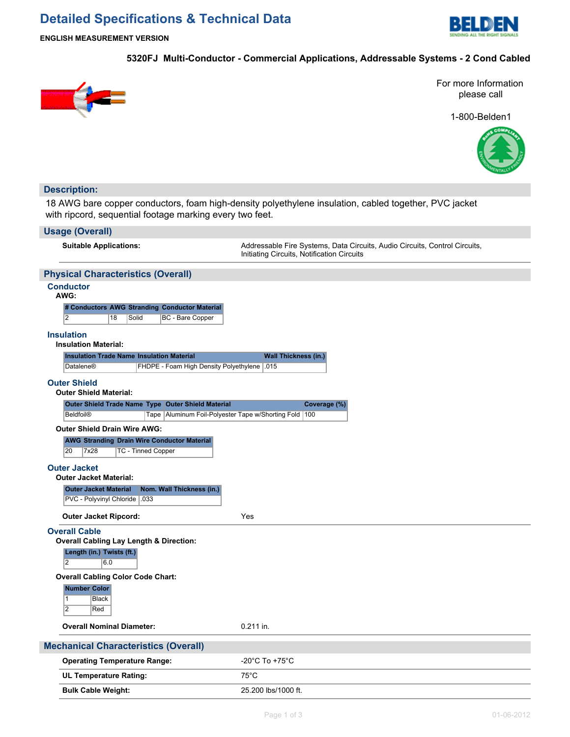# Detailed Specifications & Technical Data

**ENGLISH MEASUREMENT VERSION**

## 5320FJ Multi-Conductor - Commercial Applications, Addressable Systems - 2 Cond Cabled

For more Information please call

1-800-Belden1

## Description:

18 AWG bare copper conductors, foam high-density polyethylene insulation, cabled together, PVC jacket with ripcord, sequential footage marking every two feet.

## Usage (Overall)

**Suitable Applications:** Addressable Fire Systems, Data Circuits, Audio Circuits, Control Circuits, Initiating Circuits, Notification Circuits

## Physical Characteristics (Overall)

### Conductor

**AWG:**

| # Conductors | AWG | Stranding | Conductor Material |
|---|---|---|---|
| 2 | 18 | Solid | BC - Bare Copper |

### Insulation

**Insulation Material:**

| Insulation Trade Name | Insulation Material | Wall Thickness (in.) |
|---|---|---|
| Datalene® | FHDPE - Foam High Density Polyethylene | .015 |

### Outer Shield

**Outer Shield Material:**

| Outer Shield Trade Name | Type | Outer Shield Material | Coverage (%) |
|---|---|---|---|
| Beldfoil® | Tape | Aluminum Foil-Polyester Tape w/Shorting Fold | 100 |

**Outer Shield Drain Wire AWG:**

| AWG | Stranding | Drain Wire Conductor Material |
|---|---|---|
| 20 | 7x28 | TC - Tinned Copper |

### Outer Jacket

**Outer Jacket Material:**

| Outer Jacket Material | Nom. Wall Thickness (in.) |
|---|---|
| PVC - Polyvinyl Chloride | .033 |

**Outer Jacket Ripcord:** Yes

### Overall Cable

**Overall Cabling Lay Length & Direction:**

| Length (in.) | Twists (ft.) |
|---|---|
| 2 | 6.0 |

**Overall Cabling Color Code Chart:**

| Number | Color |
|---|---|
| 1 | Black |
| 2 | Red |

**Overall Nominal Diameter:** 0.211 in.

## Mechanical Characteristics (Overall)

**Operating Temperature Range:** -20°C To +75°C

**UL Temperature Rating:** 75°C

**Bulk Cable Weight:** 25.200 lbs/1000 ft.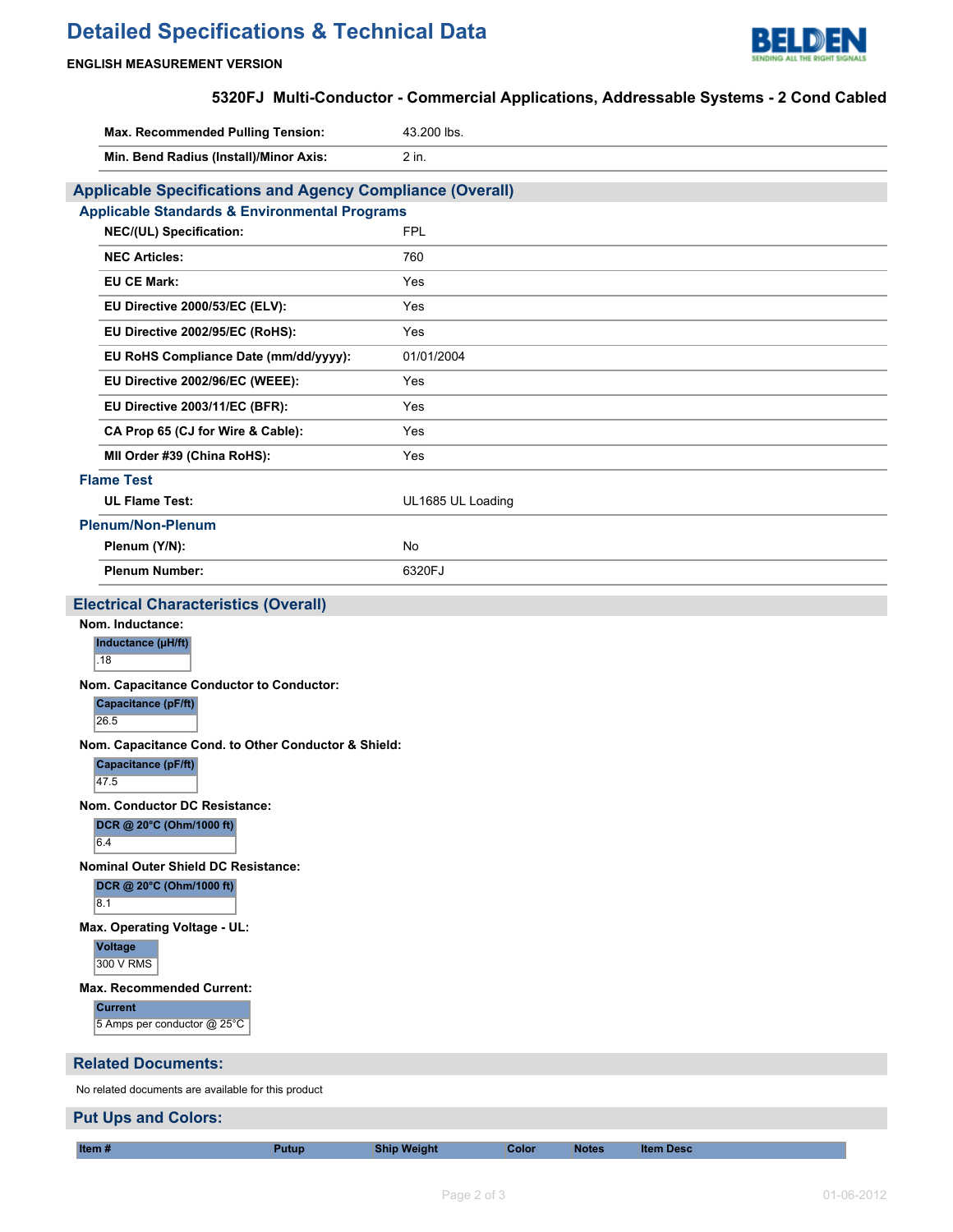# Detailed Specifications & Technical Data

**ENGLISH MEASUREMENT VERSION**

## 5320FJ Multi-Conductor - Commercial Applications, Addressable Systems - 2 Cond Cabled

| | |
|---|---|
| **Max. Recommended Pulling Tension:** | 43.200 lbs. |
| **Min. Bend Radius (Install)/Minor Axis:** | 2 in. |

## Applicable Specifications and Agency Compliance (Overall)

### Applicable Standards & Environmental Programs

| | |
|---|---|
| **NEC/(UL) Specification:** | FPL |
| **NEC Articles:** | 760 |
| **EU CE Mark:** | Yes |
| **EU Directive 2000/53/EC (ELV):** | Yes |
| **EU Directive 2002/95/EC (RoHS):** | Yes |
| **EU RoHS Compliance Date (mm/dd/yyyy):** | 01/01/2004 |
| **EU Directive 2002/96/EC (WEEE):** | Yes |
| **EU Directive 2003/11/EC (BFR):** | Yes |
| **CA Prop 65 (CJ for Wire & Cable):** | Yes |
| **MII Order #39 (China RoHS):** | Yes |

### Flame Test

| | |
|---|---|
| **UL Flame Test:** | UL1685 UL Loading |

### Plenum/Non-Plenum

| | |
|---|---|
| **Plenum (Y/N):** | No |
| **Plenum Number:** | 6320FJ |

## Electrical Characteristics (Overall)

**Nom. Inductance:**

| Inductance (µH/ft) |
|---|
| .18 |

**Nom. Capacitance Conductor to Conductor:**

| Capacitance (pF/ft) |
|---|
| 26.5 |

**Nom. Capacitance Cond. to Other Conductor & Shield:**

| Capacitance (pF/ft) |
|---|
| 47.5 |

**Nom. Conductor DC Resistance:**

| DCR @ 20°C (Ohm/1000 ft) |
|---|
| 6.4 |

**Nominal Outer Shield DC Resistance:**

| DCR @ 20°C (Ohm/1000 ft) |
|---|
| 8.1 |

**Max. Operating Voltage - UL:**

| Voltage |
|---|
| 300 V RMS |

**Max. Recommended Current:**

| Current |
|---|
| 5 Amps per conductor @ 25°C |

## Related Documents:

No related documents are available for this product

## Put Ups and Colors:

| Item # | Putup | Ship Weight | Color | Notes | Item Desc |
|---|---|---|---|---|---|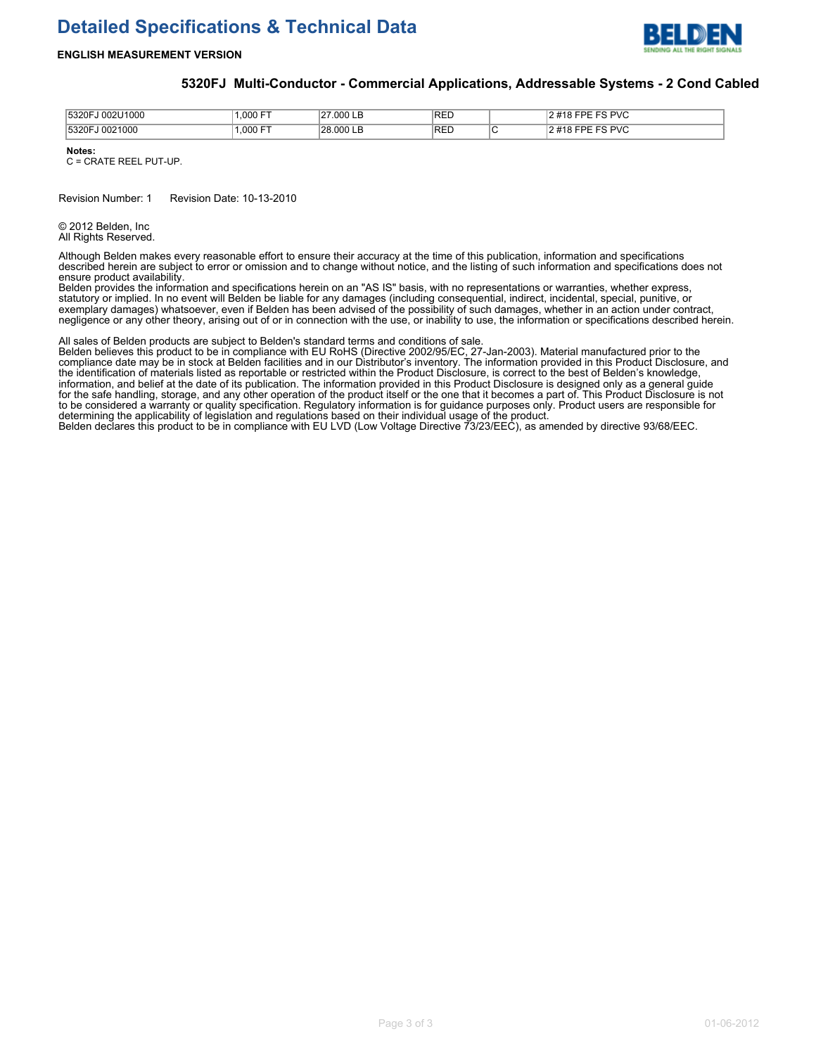## 5320FJ Multi-Conductor - Commercial Applications, Addressable Systems - 2 Cond Cabled

| | | | | | |
|---|---|---|---|---|---|
| 5320FJ 002U1000 | 1,000 FT | 27.000 LB | RED | | 2 #18 FPE FS PVC |
| 5320FJ 0021000 | 1,000 FT | 28.000 LB | RED | C | 2 #18 FPE FS PVC |

**Notes:**
C = CRATE REEL PUT-UP.

Revision Number: 1 Revision Date: 10-13-2010

© 2012 Belden, Inc
All Rights Reserved.

Although Belden makes every reasonable effort to ensure their accuracy at the time of this publication, information and specifications described herein are subject to error or omission and to change without notice, and the listing of such information and specifications does not ensure product availability.
Belden provides the information and specifications herein on an "AS IS" basis, with no representations or warranties, whether express, statutory or implied. In no event will Belden be liable for any damages (including consequential, indirect, incidental, special, punitive, or exemplary damages) whatsoever, even if Belden has been advised of the possibility of such damages, whether in an action under contract, negligence or any other theory, arising out of or in connection with the use, or inability to use, the information or specifications described herein.

All sales of Belden products are subject to Belden's standard terms and conditions of sale.
Belden believes this product to be in compliance with EU RoHS (Directive 2002/95/EC, 27-Jan-2003). Material manufactured prior to the compliance date may be in stock at Belden facilities and in our Distributor's inventory. The information provided in this Product Disclosure, and the identification of materials listed as reportable or restricted within the Product Disclosure, is correct to the best of Belden's knowledge, information, and belief at the date of its publication. The information provided in this Product Disclosure is designed only as a general guide for the safe handling, storage, and any other operation of the product itself or the one that it becomes a part of. This Product Disclosure is not to be considered a warranty or quality specification. Regulatory information is for guidance purposes only. Product users are responsible for determining the applicability of legislation and regulations based on their individual usage of the product.
Belden declares this product to be in compliance with EU LVD (Low Voltage Directive 73/23/EEC), as amended by directive 93/68/EEC.